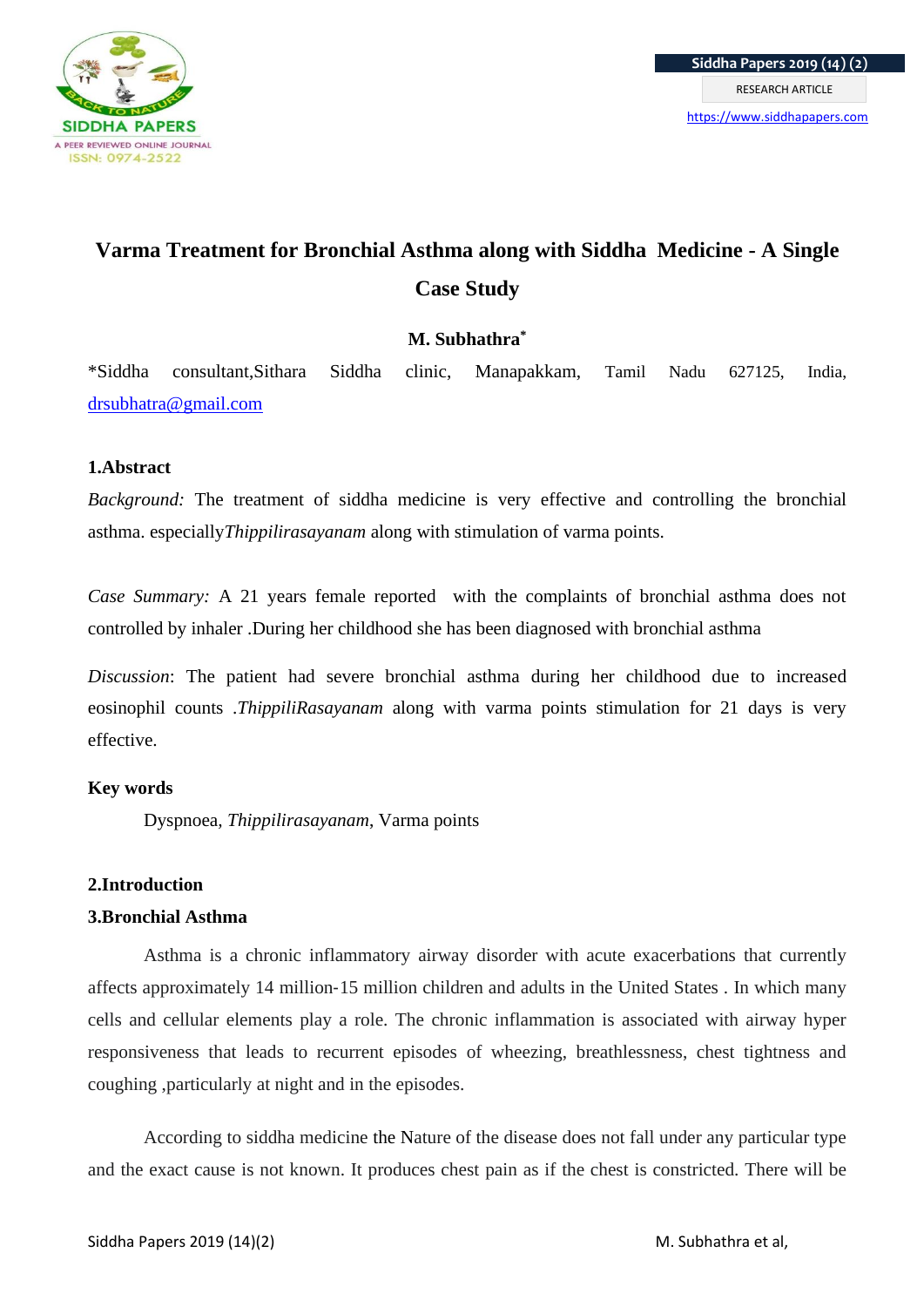# Varma Treatment for Bronchial Asthma along with Siddha Medicine - A Single Case Study

**M. Subhathra***

*Siddha consultant,Sithara Siddha clinic, Manapakkam, Tamil Nadu 627125, India, drsubhatra@gmail.com

## 1.Abstract

*Background:* The treatment of siddha medicine is very effective and controlling the bronchial asthma. especially*Thippilirasayanam* along with stimulation of varma points.

*Case Summary:* A 21 years female reported with the complaints of bronchial asthma does not controlled by inhaler .During her childhood she has been diagnosed with bronchial asthma

*Discussion*: The patient had severe bronchial asthma during her childhood due to increased eosinophil counts .*ThippiliRasayanam* along with varma points stimulation for 21 days is very effective.

**Key words**

Dyspnoea, *Thippilirasayanam*, Varma points

## 2.Introduction

## 3.Bronchial Asthma

Asthma is a chronic inflammatory airway disorder with acute exacerbations that currently affects approximately 14 million-15 million children and adults in the United States . In which many cells and cellular elements play a role. The chronic inflammation is associated with airway hyper responsiveness that leads to recurrent episodes of wheezing, breathlessness, chest tightness and coughing ,particularly at night and in the episodes.

According to siddha medicine the Nature of the disease does not fall under any particular type and the exact cause is not known. It produces chest pain as if the chest is constricted. There will be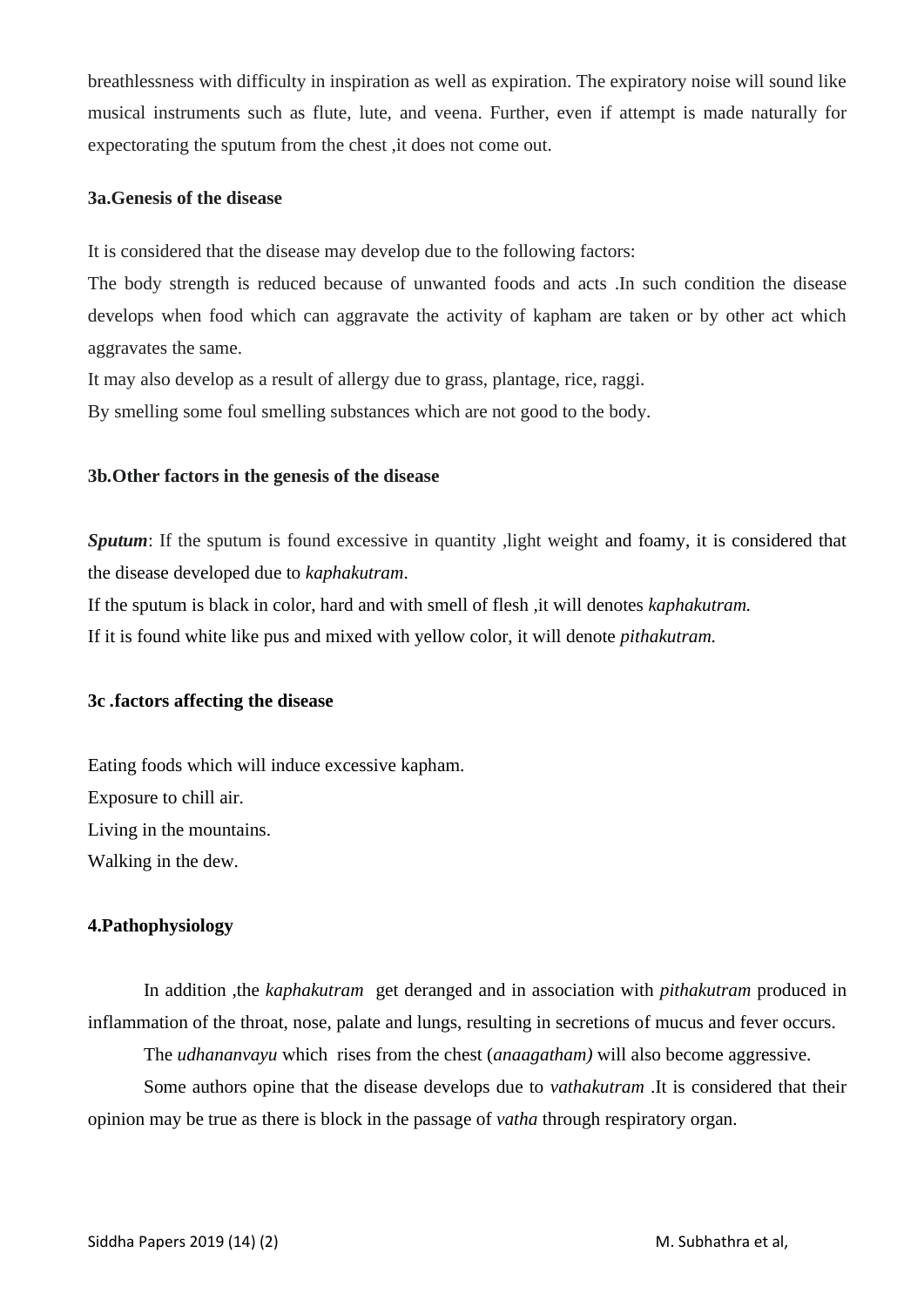breathlessness with difficulty in inspiration as well as expiration. The expiratory noise will sound like musical instruments such as flute, lute, and veena. Further, even if attempt is made naturally for expectorating the sputum from the chest ,it does not come out.

### 3a.Genesis of the disease

It is considered that the disease may develop due to the following factors:

The body strength is reduced because of unwanted foods and acts .In such condition the disease develops when food which can aggravate the activity of kapham are taken or by other act which aggravates the same.

It may also develop as a result of allergy due to grass, plantage, rice, raggi.

By smelling some foul smelling substances which are not good to the body.

### 3b.Other factors in the genesis of the disease

***Sputum***: If the sputum is found excessive in quantity ,light weight and foamy, it is considered that the disease developed due to *kaphakutram*.

If the sputum is black in color, hard and with smell of flesh ,it will denotes *kaphakutram.*

If it is found white like pus and mixed with yellow color, it will denote *pithakutram.*

### 3c .factors affecting the disease

Eating foods which will induce excessive kapham.

Exposure to chill air.

Living in the mountains.

Walking in the dew.

### 4.Pathophysiology

In addition ,the *kaphakutram* get deranged and in association with *pithakutram* produced in inflammation of the throat, nose, palate and lungs, resulting in secretions of mucus and fever occurs.

The *udhananvayu* which rises from the chest (*anaagatham)* will also become aggressive.

Some authors opine that the disease develops due to *vathakutram* .It is considered that their opinion may be true as there is block in the passage of *vatha* through respiratory organ.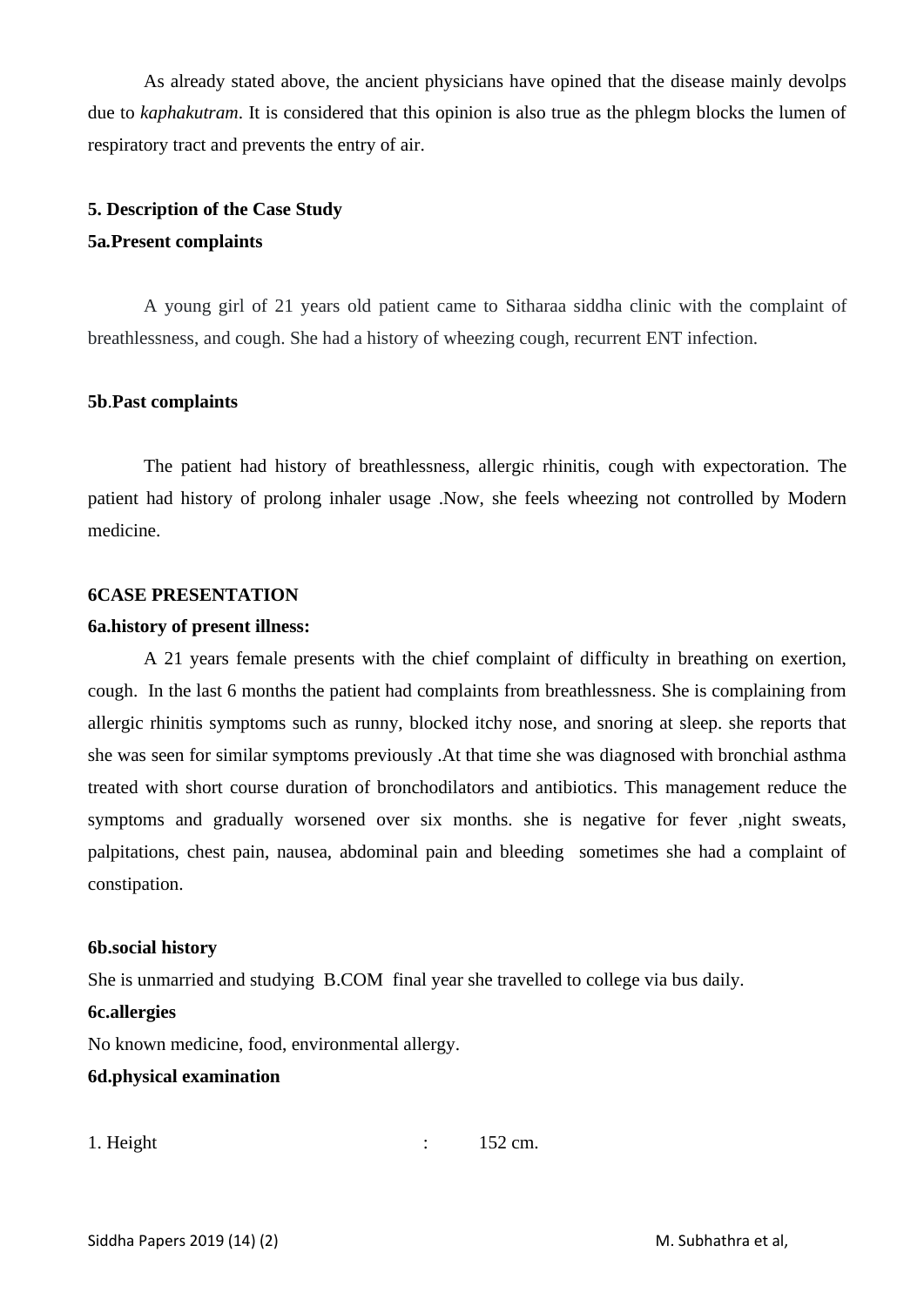As already stated above, the ancient physicians have opined that the disease mainly devolps due to *kaphakutram*. It is considered that this opinion is also true as the phlegm blocks the lumen of respiratory tract and prevents the entry of air.

## 5. Description of the Case Study

### 5a.Present complaints

A young girl of 21 years old patient came to Sitharaa siddha clinic with the complaint of breathlessness, and cough. She had a history of wheezing cough, recurrent ENT infection.

### 5b.Past complaints

The patient had history of breathlessness, allergic rhinitis, cough with expectoration. The patient had history of prolong inhaler usage .Now, she feels wheezing not controlled by Modern medicine.

## 6CASE PRESENTATION

### 6a.history of present illness:

A 21 years female presents with the chief complaint of difficulty in breathing on exertion, cough. In the last 6 months the patient had complaints from breathlessness. She is complaining from allergic rhinitis symptoms such as runny, blocked itchy nose, and snoring at sleep. she reports that she was seen for similar symptoms previously .At that time she was diagnosed with bronchial asthma treated with short course duration of bronchodilators and antibiotics. This management reduce the symptoms and gradually worsened over six months. she is negative for fever ,night sweats, palpitations, chest pain, nausea, abdominal pain and bleeding sometimes she had a complaint of constipation.

### 6b.social history

She is unmarried and studying B.COM final year she travelled to college via bus daily.

### 6c.allergies

No known medicine, food, environmental allergy.

### 6d.physical examination

1. Height : 152 cm.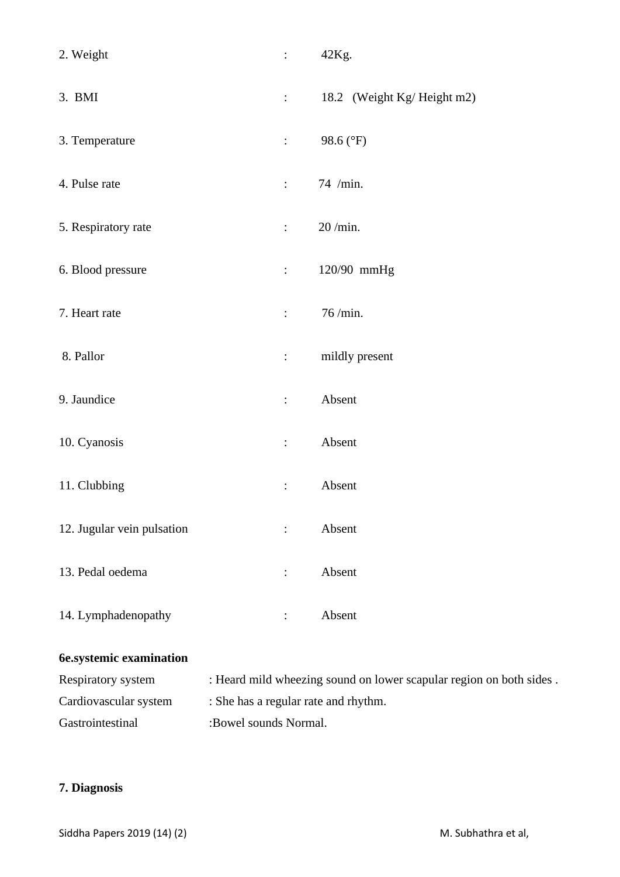2. Weight : 42Kg.

3. BMI : 18.2 (Weight Kg/ Height m2)

3. Temperature : 98.6 (°F)

4. Pulse rate : 74 /min.

5. Respiratory rate : 20 /min.

6. Blood pressure : 120/90 mmHg

7. Heart rate : 76 /min.

8. Pallor : mildly present

9. Jaundice : Absent

10. Cyanosis : Absent

11. Clubbing : Absent

12. Jugular vein pulsation : Absent

13. Pedal oedema : Absent

14. Lymphadenopathy : Absent

**6e.systemic examination**

Respiratory system : Heard mild wheezing sound on lower scapular region on both sides .

Cardiovascular system : She has a regular rate and rhythm.

Gastrointestinal :Bowel sounds Normal.

**7. Diagnosis**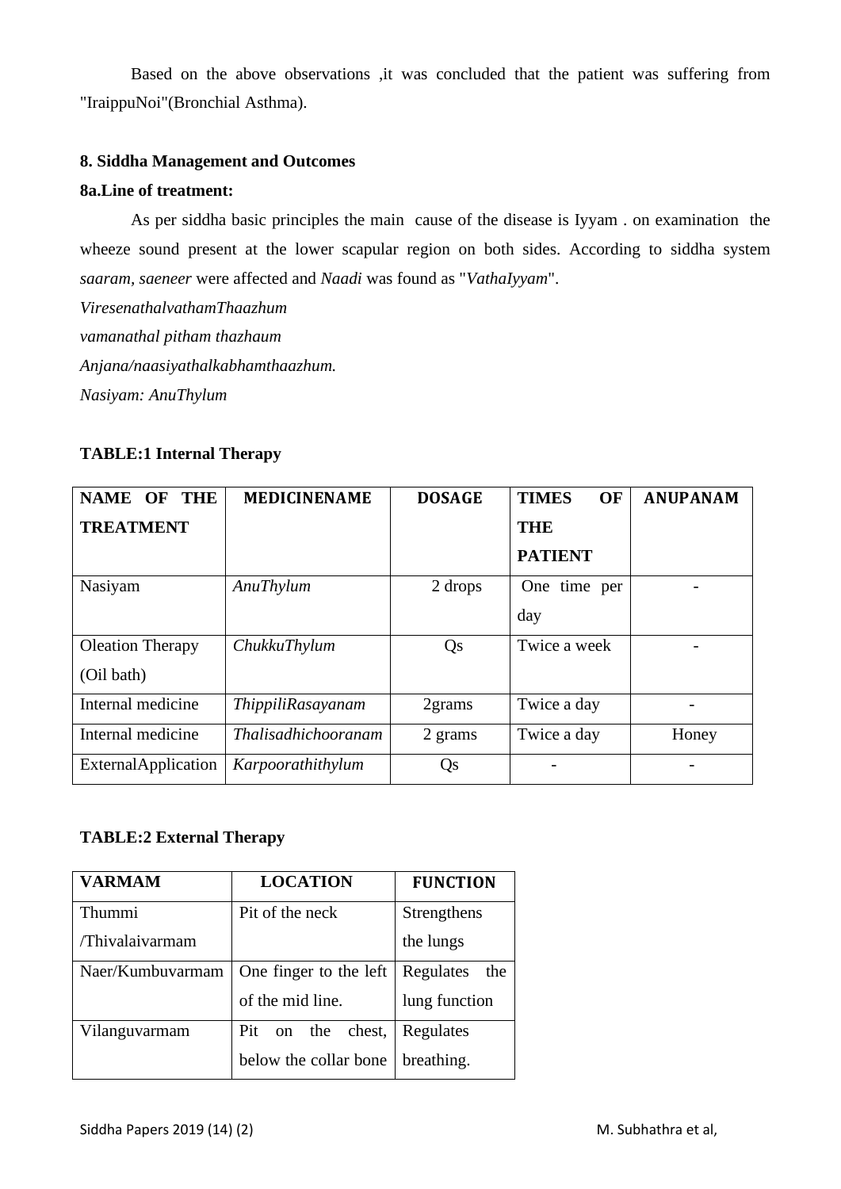Based on the above observations ,it was concluded that the patient was suffering from "IraippuNoi"(Bronchial Asthma).

**8. Siddha Management and Outcomes**

**8a.Line of treatment:**

As per siddha basic principles the main cause of the disease is Iyyam . on examination the wheeze sound present at the lower scapular region on both sides. According to siddha system *saaram, saeneer* were affected and *Naadi* was found as "*VathaIyyam*".

*ViresenathalvathamThaazhum*

*vamanathal pitham thazhaum*

*Anjana/naasiyathalkabhamthaazhum.*

*Nasiyam: AnuThylum*

**TABLE:1 Internal Therapy**

| NAME OF THE TREATMENT | MEDICINENAME | DOSAGE | TIMES OF THE PATIENT | ANUPANAM |
|---|---|---|---|---|
| Nasiyam | *AnuThylum* | 2 drops | One time per day | - |
| Oleation Therapy (Oil bath) | *ChukkuThylum* | Qs | Twice a week | - |
| Internal medicine | *ThippiliRasayanam* | 2grams | Twice a day | - |
| Internal medicine | *Thalisadhichooranam* | 2 grams | Twice a day | Honey |
| ExternalApplication | *Karpoorathithylum* | Qs | - | - |

**TABLE:2 External Therapy**

| VARMAM | LOCATION | FUNCTION |
|---|---|---|
| Thummi /Thivalaivarmam | Pit of the neck | Strengthens the lungs |
| Naer/Kumbuvarmam | One finger to the left of the mid line. | Regulates the lung function |
| Vilanguvarmam | Pit on the chest, below the collar bone | Regulates breathing. |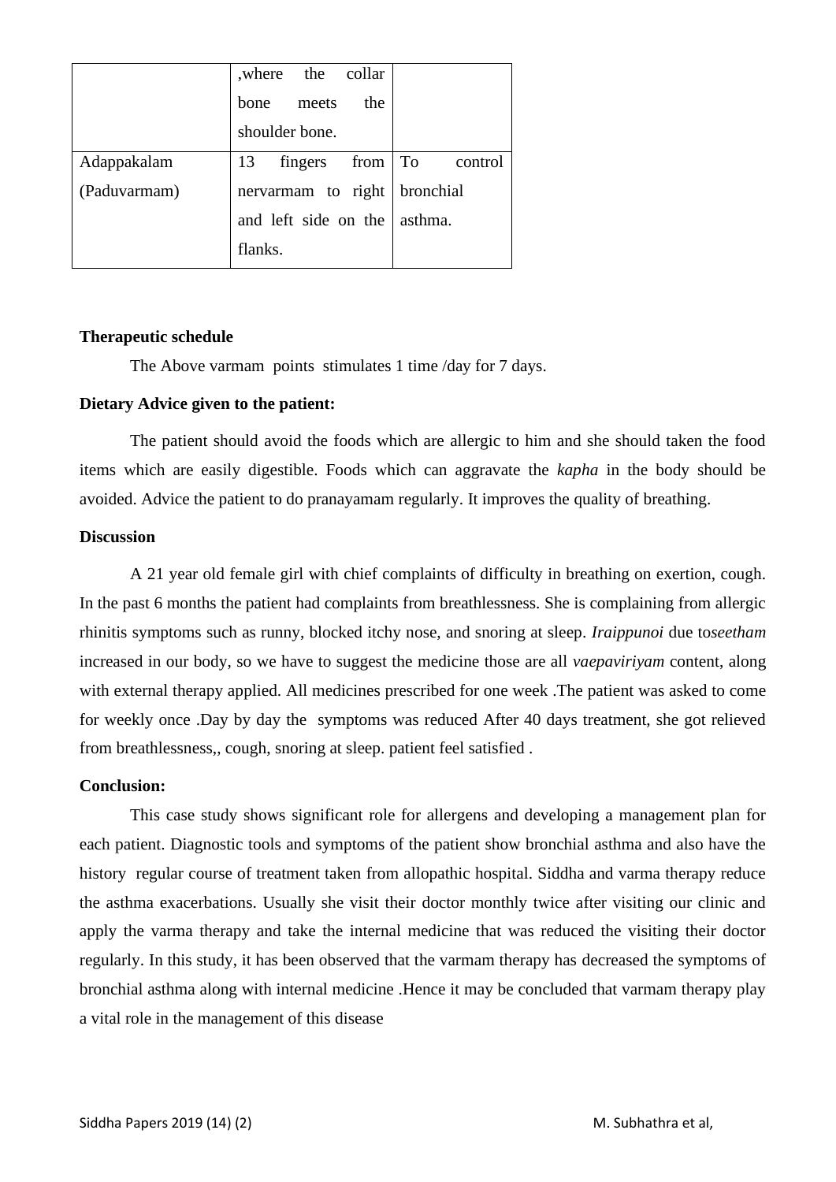| | ,where the collar bone meets the shoulder bone. | |
|---|---|---|
| Adappakalam (Paduvarmam) | 13 fingers from nervarmam to right and left side on the flanks. | To control bronchial asthma. |

**Therapeutic schedule**

The Above varmam points stimulates 1 time /day for 7 days.

**Dietary Advice given to the patient:**

The patient should avoid the foods which are allergic to him and she should taken the food items which are easily digestible. Foods which can aggravate the *kapha* in the body should be avoided. Advice the patient to do pranayamam regularly. It improves the quality of breathing.

**Discussion**

A 21 year old female girl with chief complaints of difficulty in breathing on exertion, cough. In the past 6 months the patient had complaints from breathlessness. She is complaining from allergic rhinitis symptoms such as runny, blocked itchy nose, and snoring at sleep. *Iraippunoi* due to*seetham* increased in our body, so we have to suggest the medicine those are all *vaepaviriyam* content, along with external therapy applied. All medicines prescribed for one week .The patient was asked to come for weekly once .Day by day the symptoms was reduced After 40 days treatment, she got relieved from breathlessness,, cough, snoring at sleep. patient feel satisfied .

**Conclusion:**

This case study shows significant role for allergens and developing a management plan for each patient. Diagnostic tools and symptoms of the patient show bronchial asthma and also have the history regular course of treatment taken from allopathic hospital. Siddha and varma therapy reduce the asthma exacerbations. Usually she visit their doctor monthly twice after visiting our clinic and apply the varma therapy and take the internal medicine that was reduced the visiting their doctor regularly. In this study, it has been observed that the varmam therapy has decreased the symptoms of bronchial asthma along with internal medicine .Hence it may be concluded that varmam therapy play a vital role in the management of this disease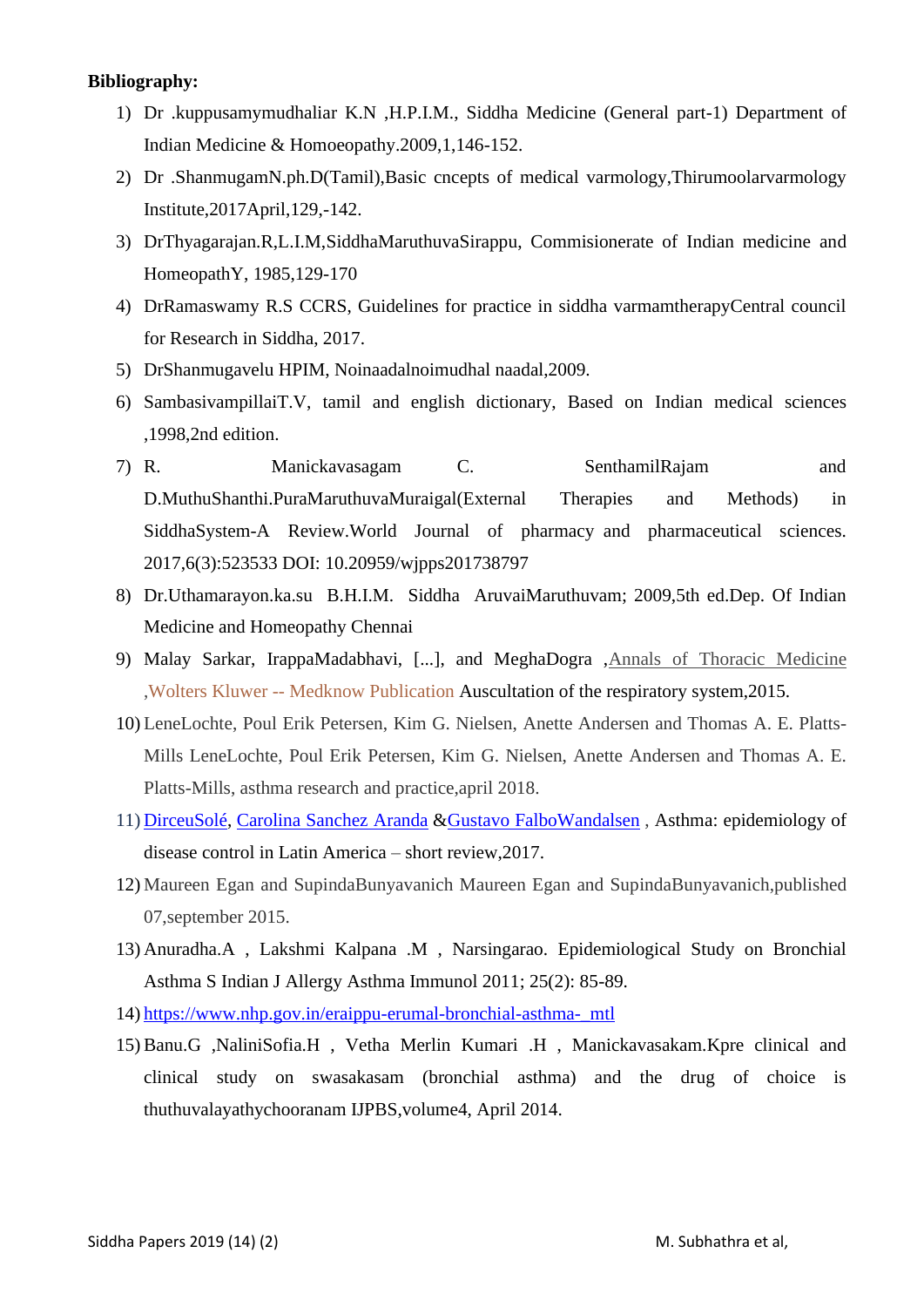**Bibliography:**

1) Dr .kuppusamymudhaliar K.N ,H.P.I.M., Siddha Medicine (General part-1) Department of Indian Medicine & Homoeopathy.2009,1,146-152.
2) Dr .ShanmugamN.ph.D(Tamil),Basic cncepts of medical varmology,Thirumoolarvarmology Institute,2017April,129,-142.
3) DrThyagarajan.R,L.I.M,SiddhaMaruthuvaSirappu, Commisionerate of Indian medicine and HomeopathY, 1985,129-170
4) DrRamaswamy R.S CCRS, Guidelines for practice in siddha varmamtherapyCentral council for Research in Siddha, 2017.
5) DrShanmugavelu HPIM, Noinaadalnoimudhal naadal,2009.
6) SambasivampillaiT.V, tamil and english dictionary, Based on Indian medical sciences ,1998,2nd edition.
7) R. Manickavasagam C. SenthamilRajam and D.MuthuShanthi.PuraMaruthuvaMuraigal(External Therapies and Methods) in SiddhaSystem-A Review.World Journal of pharmacy and pharmaceutical sciences. 2017,6(3):523533 DOI: 10.20959/wjpps201738797
8) Dr.Uthamarayon.ka.su B.H.I.M. Siddha AruvaiMaruthuvam; 2009,5th ed.Dep. Of Indian Medicine and Homeopathy Chennai
9) Malay Sarkar, IrappaMadabhavi, [...], and MeghaDogra ,Annals of Thoracic Medicine ,Wolters Kluwer -- Medknow Publication Auscultation of the respiratory system,2015.
10) LeneLochte, Poul Erik Petersen, Kim G. Nielsen, Anette Andersen and Thomas A. E. Platts-Mills LeneLochte, Poul Erik Petersen, Kim G. Nielsen, Anette Andersen and Thomas A. E. Platts-Mills, asthma research and practice,april 2018.
11) DirceuSolé, Carolina Sanchez Aranda &Gustavo FalboWandalsen , Asthma: epidemiology of disease control in Latin America – short review,2017.
12) Maureen Egan and SupindaBunyavanich Maureen Egan and SupindaBunyavanich,published 07,september 2015.
13) Anuradha.A , Lakshmi Kalpana .M , Narsingarao. Epidemiological Study on Bronchial Asthma S Indian J Allergy Asthma Immunol 2011; 25(2): 85-89.
14) https://www.nhp.gov.in/eraippu-erumal-bronchial-asthma-_mtl
15) Banu.G ,NaliniSofia.H , Vetha Merlin Kumari .H , Manickavasakam.Kpre clinical and clinical study on swasakasam (bronchial asthma) and the drug of choice is thuthuvalayathychooranam IJPBS,volume4, April 2014.